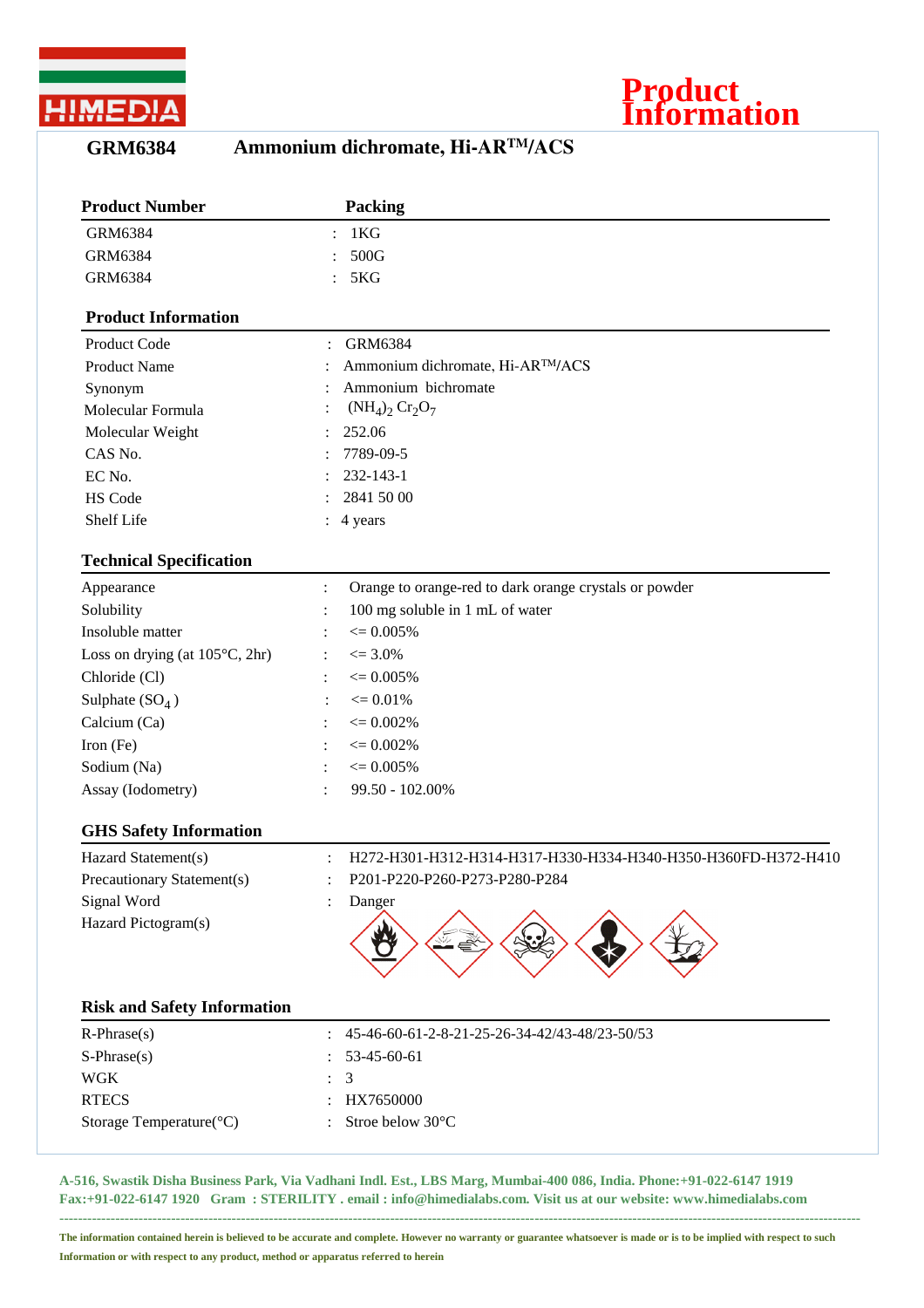HIMEDIA

# Product Information

## GRM6384 Ammonium dichromate, Hi-AR™/ACS

| Product Number | Packing |
|---|---|
| GRM6384 | : 1KG |
| GRM6384 | : 500G |
| GRM6384 | : 5KG |

### Product Information

| | |
|---|---|
| Product Code | : GRM6384 |
| Product Name | : Ammonium dichromate, Hi-AR™/ACS |
| Synonym | : Ammonium bichromate |
| Molecular Formula | : $(NH_4)_2 Cr_2O_7$ |
| Molecular Weight | : 252.06 |
| CAS No. | : 7789-09-5 |
| EC No. | : 232-143-1 |
| HS Code | : 2841 50 00 |
| Shelf Life | : 4 years |

### Technical Specification

| | |
|---|---|
| Appearance | : Orange to orange-red to dark orange crystals or powder |
| Solubility | : 100 mg soluble in 1 mL of water |
| Insoluble matter | : <= 0.005% |
| Loss on drying (at 105°C, 2hr) | : <= 3.0% |
| Chloride (Cl) | : <= 0.005% |
| Sulphate ($SO_4$) | : <= 0.01% |
| Calcium (Ca) | : <= 0.002% |
| Iron (Fe) | : <= 0.002% |
| Sodium (Na) | : <= 0.005% |
| Assay (Iodometry) | : 99.50 - 102.00% |

### GHS Safety Information

| | |
|---|---|
| Hazard Statement(s) | : H272-H301-H312-H314-H317-H330-H334-H340-H350-H360FD-H372-H410 |
| Precautionary Statement(s) | : P201-P220-P260-P273-P280-P284 |
| Signal Word | : Danger |
| Hazard Pictogram(s) | |

### Risk and Safety Information

| | |
|---|---|
| R-Phrase(s) | : 45-46-60-61-2-8-21-25-26-34-42/43-48/23-50/53 |
| S-Phrase(s) | : 53-45-60-61 |
| WGK | : 3 |
| RTECS | : HX7650000 |
| Storage Temperature(°C) | : Stroe below 30°C |

A-516, Swastik Disha Business Park, Via Vadhani Indl. Est., LBS Marg, Mumbai-400 086, India. Phone:+91-022-6147 1919 Fax:+91-022-6147 1920 Gram : STERILITY . email : info@himedialabs.com. Visit us at our website: www.himedialabs.com

The information contained herein is believed to be accurate and complete. However no warranty or guarantee whatsoever is made or is to be implied with respect to such Information or with respect to any product, method or apparatus referred to herein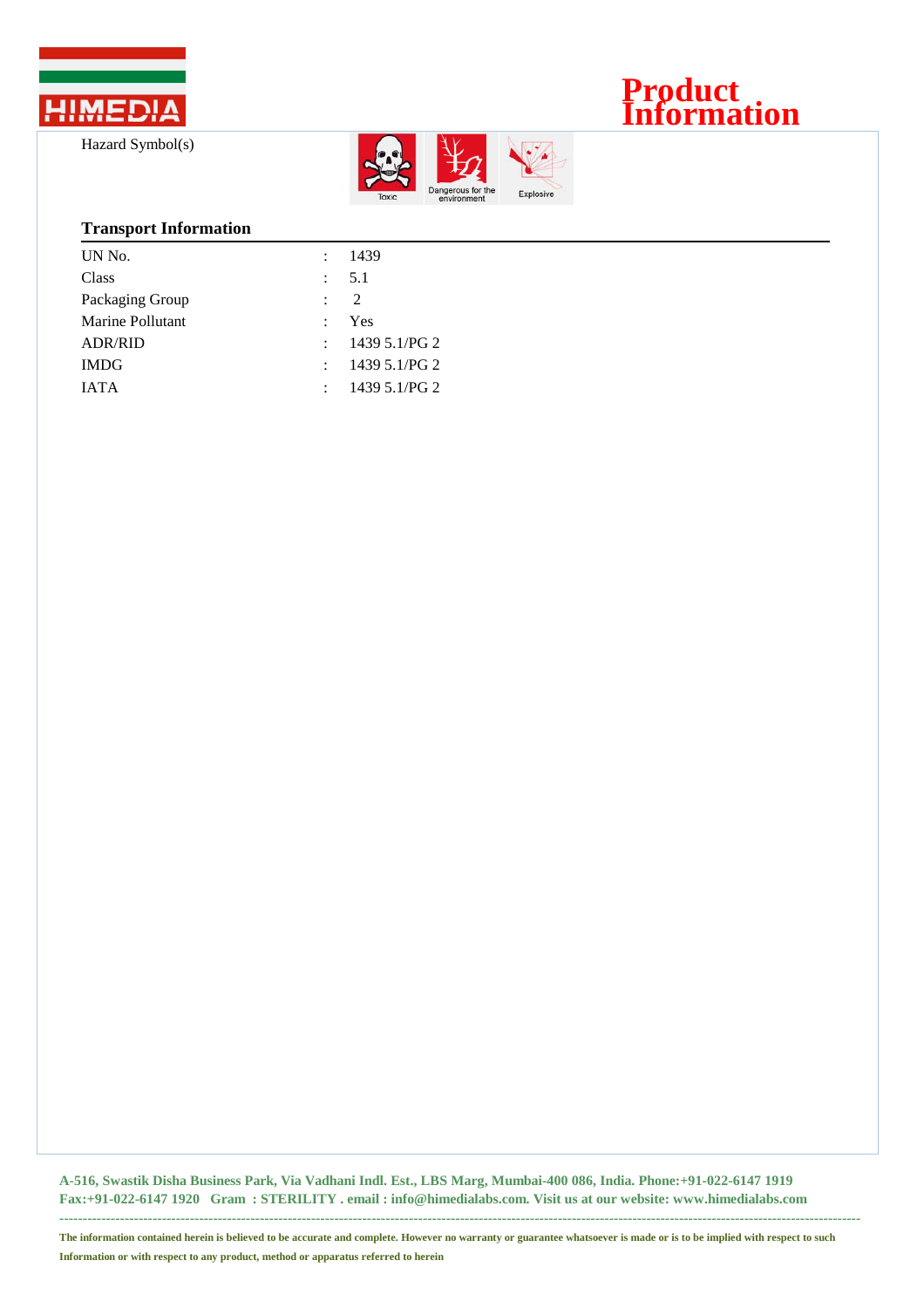Hazard Symbol(s)

Toxic

Dangerous for the environment

Explosive

## Transport Information

| | | |
|---|---|---|
| UN No. | : | 1439 |
| Class | : | 5.1 |
| Packaging Group | : | 2 |
| Marine Pollutant | : | Yes |
| ADR/RID | : | 1439 5.1/PG 2 |
| IMDG | : | 1439 5.1/PG 2 |
| IATA | : | 1439 5.1/PG 2 |

**A-516, Swastik Disha Business Park, Via Vadhani Indl. Est., LBS Marg, Mumbai-400 086, India. Phone:+91-022-6147 1919 Fax:+91-022-6147 1920 Gram : STERILITY . email : info@himedialabs.com. Visit us at our website: www.himedialabs.com**

**The information contained herein is believed to be accurate and complete. However no warranty or guarantee whatsoever is made or is to be implied with respect to such Information or with respect to any product, method or apparatus referred to herein**